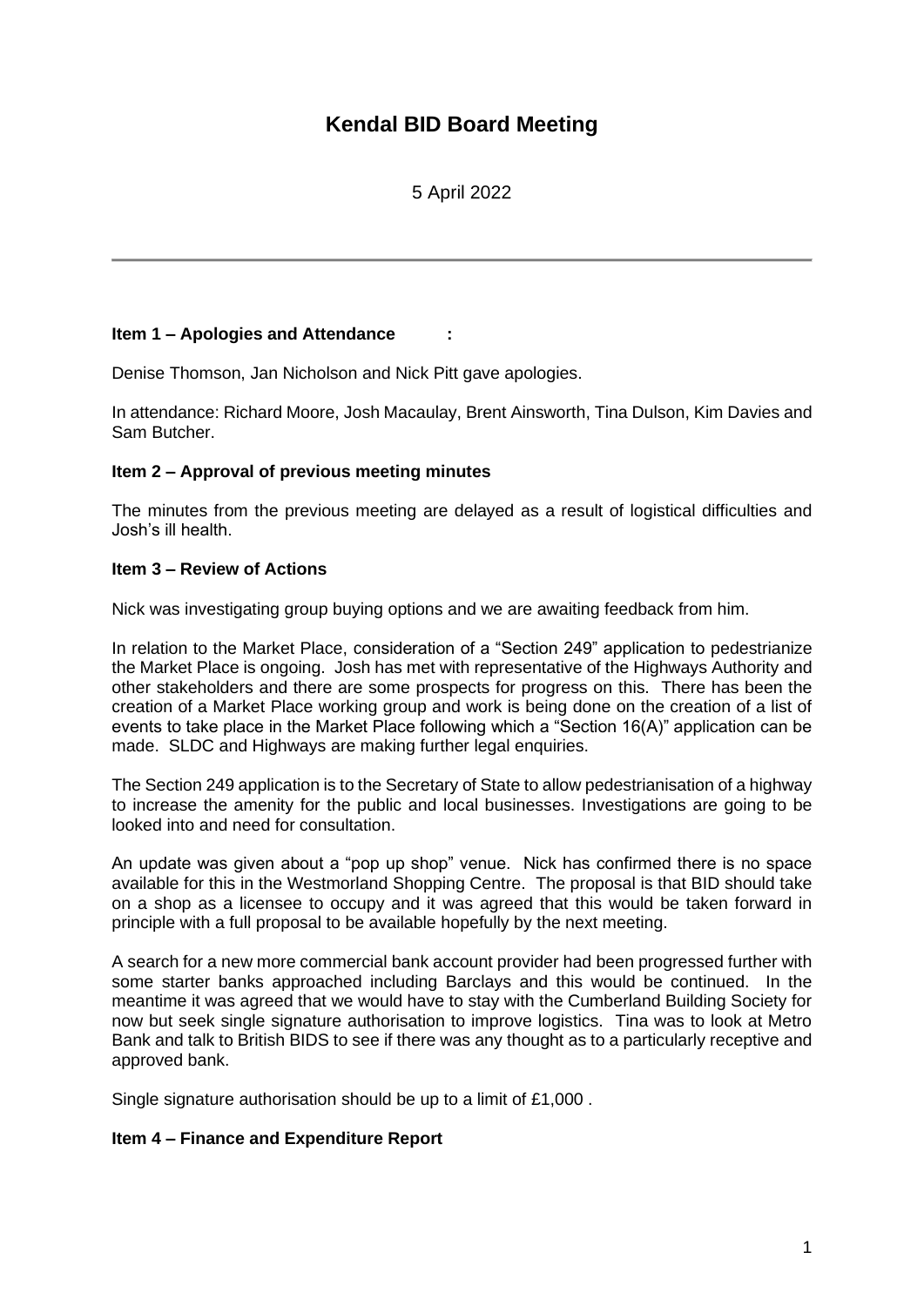# Kendal BID Board Meeting

5 April 2022

---

### Item 1 – Apologies and Attendance :

Denise Thomson, Jan Nicholson and Nick Pitt gave apologies.

In attendance: Richard Moore, Josh Macaulay, Brent Ainsworth, Tina Dulson, Kim Davies and Sam Butcher.

### Item 2 – Approval of previous meeting minutes

The minutes from the previous meeting are delayed as a result of logistical difficulties and Josh's ill health.

### Item 3 – Review of Actions

Nick was investigating group buying options and we are awaiting feedback from him.

In relation to the Market Place, consideration of a "Section 249" application to pedestrianize the Market Place is ongoing. Josh has met with representative of the Highways Authority and other stakeholders and there are some prospects for progress on this. There has been the creation of a Market Place working group and work is being done on the creation of a list of events to take place in the Market Place following which a "Section 16(A)" application can be made. SLDC and Highways are making further legal enquiries.

The Section 249 application is to the Secretary of State to allow pedestrianisation of a highway to increase the amenity for the public and local businesses. Investigations are going to be looked into and need for consultation.

An update was given about a "pop up shop" venue. Nick has confirmed there is no space available for this in the Westmorland Shopping Centre. The proposal is that BID should take on a shop as a licensee to occupy and it was agreed that this would be taken forward in principle with a full proposal to be available hopefully by the next meeting.

A search for a new more commercial bank account provider had been progressed further with some starter banks approached including Barclays and this would be continued. In the meantime it was agreed that we would have to stay with the Cumberland Building Society for now but seek single signature authorisation to improve logistics. Tina was to look at Metro Bank and talk to British BIDS to see if there was any thought as to a particularly receptive and approved bank.

Single signature authorisation should be up to a limit of £1,000 .

### Item 4 – Finance and Expenditure Report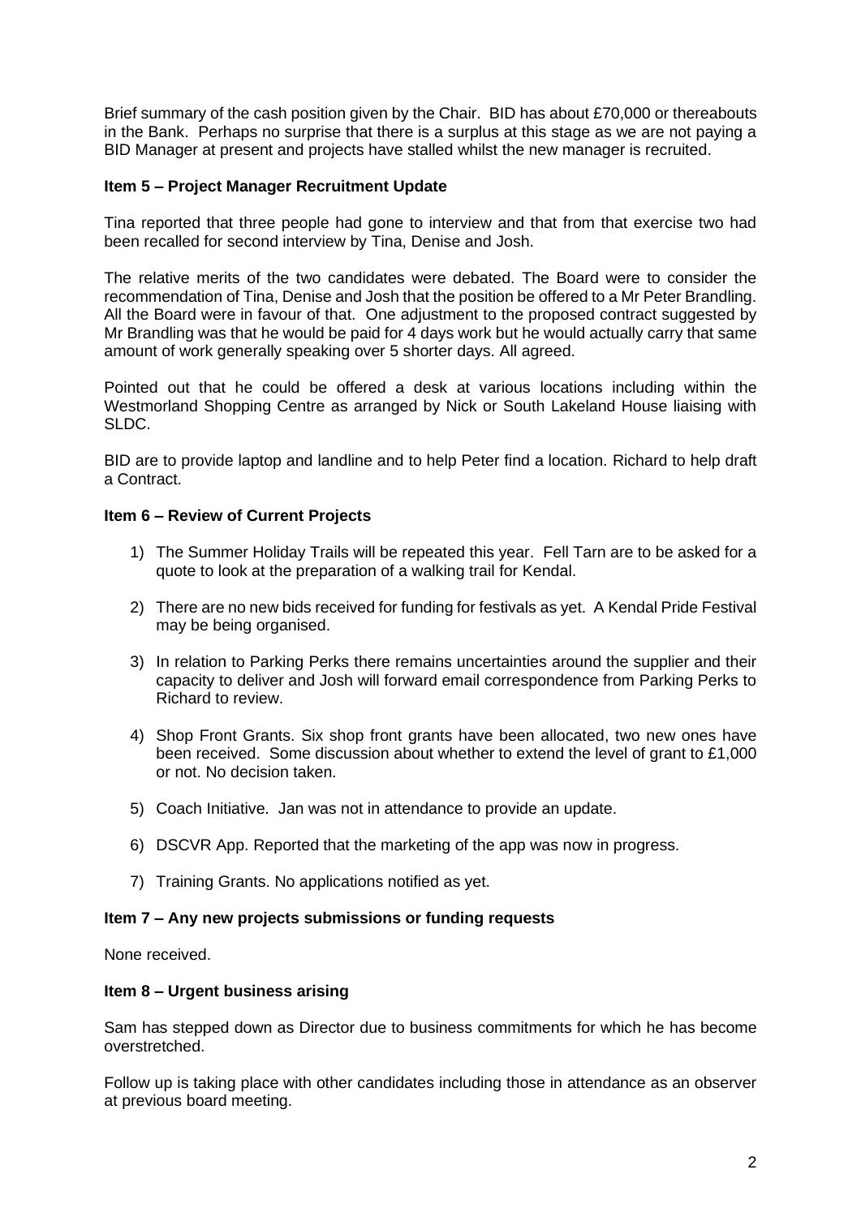Brief summary of the cash position given by the Chair. BID has about £70,000 or thereabouts in the Bank. Perhaps no surprise that there is a surplus at this stage as we are not paying a BID Manager at present and projects have stalled whilst the new manager is recruited.

**Item 5 – Project Manager Recruitment Update**

Tina reported that three people had gone to interview and that from that exercise two had been recalled for second interview by Tina, Denise and Josh.

The relative merits of the two candidates were debated. The Board were to consider the recommendation of Tina, Denise and Josh that the position be offered to a Mr Peter Brandling. All the Board were in favour of that. One adjustment to the proposed contract suggested by Mr Brandling was that he would be paid for 4 days work but he would actually carry that same amount of work generally speaking over 5 shorter days. All agreed.

Pointed out that he could be offered a desk at various locations including within the Westmorland Shopping Centre as arranged by Nick or South Lakeland House liaising with SLDC.

BID are to provide laptop and landline and to help Peter find a location. Richard to help draft a Contract.

**Item 6 – Review of Current Projects**

1) The Summer Holiday Trails will be repeated this year. Fell Tarn are to be asked for a quote to look at the preparation of a walking trail for Kendal.
2) There are no new bids received for funding for festivals as yet. A Kendal Pride Festival may be being organised.
3) In relation to Parking Perks there remains uncertainties around the supplier and their capacity to deliver and Josh will forward email correspondence from Parking Perks to Richard to review.
4) Shop Front Grants. Six shop front grants have been allocated, two new ones have been received. Some discussion about whether to extend the level of grant to £1,000 or not. No decision taken.
5) Coach Initiative. Jan was not in attendance to provide an update.
6) DSCVR App. Reported that the marketing of the app was now in progress.
7) Training Grants. No applications notified as yet.

**Item 7 – Any new projects submissions or funding requests**

None received.

**Item 8 – Urgent business arising**

Sam has stepped down as Director due to business commitments for which he has become overstretched.

Follow up is taking place with other candidates including those in attendance as an observer at previous board meeting.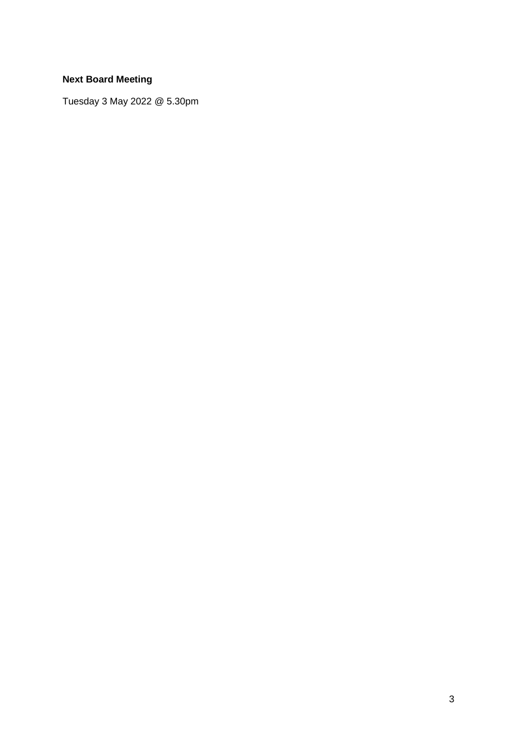**Next Board Meeting**

Tuesday 3 May 2022 @ 5.30pm